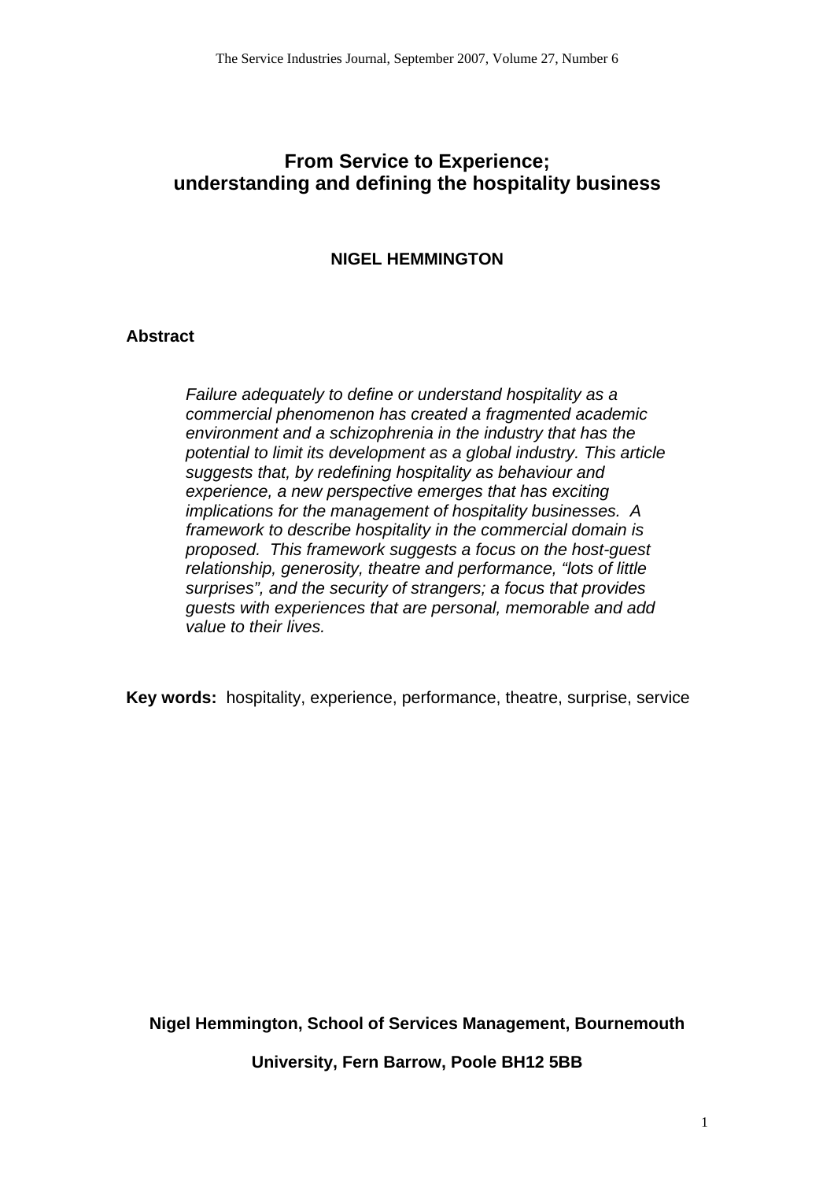# From Service to Experience; understanding and defining the hospitality business

**NIGEL HEMMINGTON**

## Abstract

*Failure adequately to define or understand hospitality as a commercial phenomenon has created a fragmented academic environment and a schizophrenia in the industry that has the potential to limit its development as a global industry. This article suggests that, by redefining hospitality as behaviour and experience, a new perspective emerges that has exciting implications for the management of hospitality businesses. A framework to describe hospitality in the commercial domain is proposed. This framework suggests a focus on the host-guest relationship, generosity, theatre and performance, "lots of little surprises", and the security of strangers; a focus that provides guests with experiences that are personal, memorable and add value to their lives.*

**Key words:** hospitality, experience, performance, theatre, surprise, service

**Nigel Hemmington, School of Services Management, Bournemouth University, Fern Barrow, Poole BH12 5BB**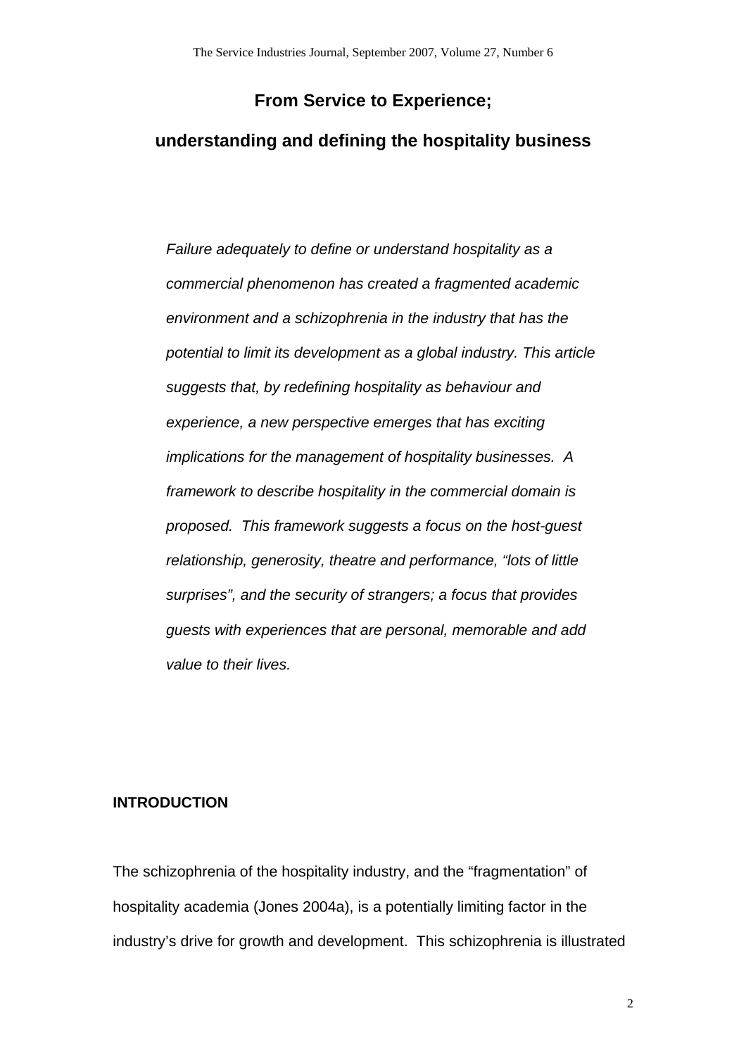# From Service to Experience;

# understanding and defining the hospitality business

*Failure adequately to define or understand hospitality as a commercial phenomenon has created a fragmented academic environment and a schizophrenia in the industry that has the potential to limit its development as a global industry. This article suggests that, by redefining hospitality as behaviour and experience, a new perspective emerges that has exciting implications for the management of hospitality businesses. A framework to describe hospitality in the commercial domain is proposed. This framework suggests a focus on the host-guest relationship, generosity, theatre and performance, "lots of little surprises", and the security of strangers; a focus that provides guests with experiences that are personal, memorable and add value to their lives.*

## INTRODUCTION

The schizophrenia of the hospitality industry, and the "fragmentation" of hospitality academia (Jones 2004a), is a potentially limiting factor in the industry's drive for growth and development. This schizophrenia is illustrated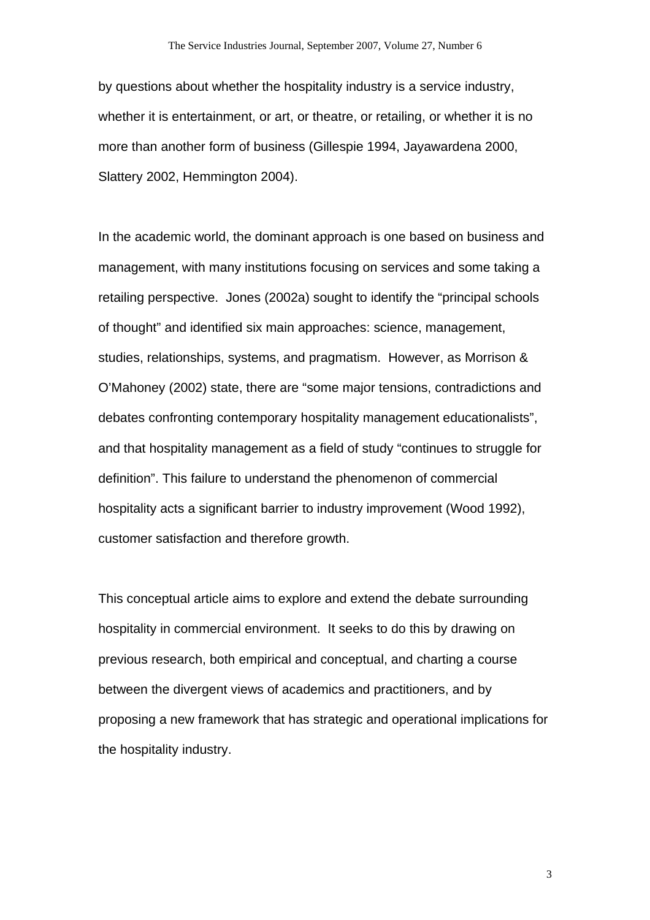by questions about whether the hospitality industry is a service industry, whether it is entertainment, or art, or theatre, or retailing, or whether it is no more than another form of business (Gillespie 1994, Jayawardena 2000, Slattery 2002, Hemmington 2004).

In the academic world, the dominant approach is one based on business and management, with many institutions focusing on services and some taking a retailing perspective. Jones (2002a) sought to identify the "principal schools of thought" and identified six main approaches: science, management, studies, relationships, systems, and pragmatism. However, as Morrison & O'Mahoney (2002) state, there are "some major tensions, contradictions and debates confronting contemporary hospitality management educationalists", and that hospitality management as a field of study "continues to struggle for definition". This failure to understand the phenomenon of commercial hospitality acts a significant barrier to industry improvement (Wood 1992), customer satisfaction and therefore growth.

This conceptual article aims to explore and extend the debate surrounding hospitality in commercial environment. It seeks to do this by drawing on previous research, both empirical and conceptual, and charting a course between the divergent views of academics and practitioners, and by proposing a new framework that has strategic and operational implications for the hospitality industry.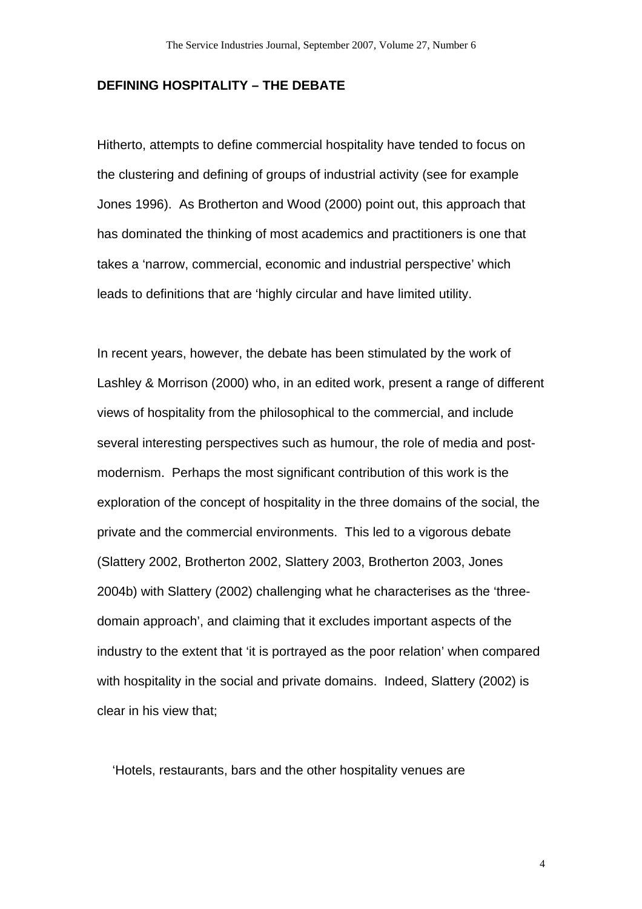## DEFINING HOSPITALITY – THE DEBATE

Hitherto, attempts to define commercial hospitality have tended to focus on the clustering and defining of groups of industrial activity (see for example Jones 1996). As Brotherton and Wood (2000) point out, this approach that has dominated the thinking of most academics and practitioners is one that takes a 'narrow, commercial, economic and industrial perspective' which leads to definitions that are 'highly circular and have limited utility.

In recent years, however, the debate has been stimulated by the work of Lashley & Morrison (2000) who, in an edited work, present a range of different views of hospitality from the philosophical to the commercial, and include several interesting perspectives such as humour, the role of media and post-modernism. Perhaps the most significant contribution of this work is the exploration of the concept of hospitality in the three domains of the social, the private and the commercial environments. This led to a vigorous debate (Slattery 2002, Brotherton 2002, Slattery 2003, Brotherton 2003, Jones 2004b) with Slattery (2002) challenging what he characterises as the 'three-domain approach', and claiming that it excludes important aspects of the industry to the extent that 'it is portrayed as the poor relation' when compared with hospitality in the social and private domains. Indeed, Slattery (2002) is clear in his view that;

'Hotels, restaurants, bars and the other hospitality venues are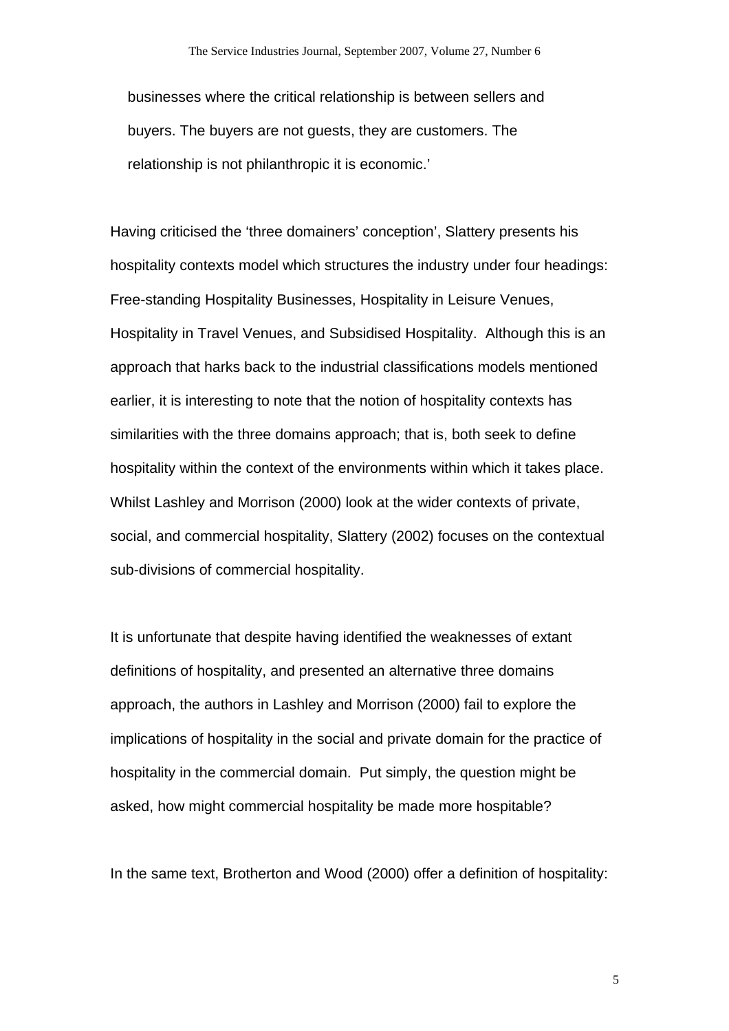> businesses where the critical relationship is between sellers and buyers. The buyers are not guests, they are customers. The relationship is not philanthropic it is economic.'

Having criticised the 'three domainers' conception', Slattery presents his hospitality contexts model which structures the industry under four headings: Free-standing Hospitality Businesses, Hospitality in Leisure Venues, Hospitality in Travel Venues, and Subsidised Hospitality. Although this is an approach that harks back to the industrial classifications models mentioned earlier, it is interesting to note that the notion of hospitality contexts has similarities with the three domains approach; that is, both seek to define hospitality within the context of the environments within which it takes place. Whilst Lashley and Morrison (2000) look at the wider contexts of private, social, and commercial hospitality, Slattery (2002) focuses on the contextual sub-divisions of commercial hospitality.

It is unfortunate that despite having identified the weaknesses of extant definitions of hospitality, and presented an alternative three domains approach, the authors in Lashley and Morrison (2000) fail to explore the implications of hospitality in the social and private domain for the practice of hospitality in the commercial domain. Put simply, the question might be asked, how might commercial hospitality be made more hospitable?

In the same text, Brotherton and Wood (2000) offer a definition of hospitality: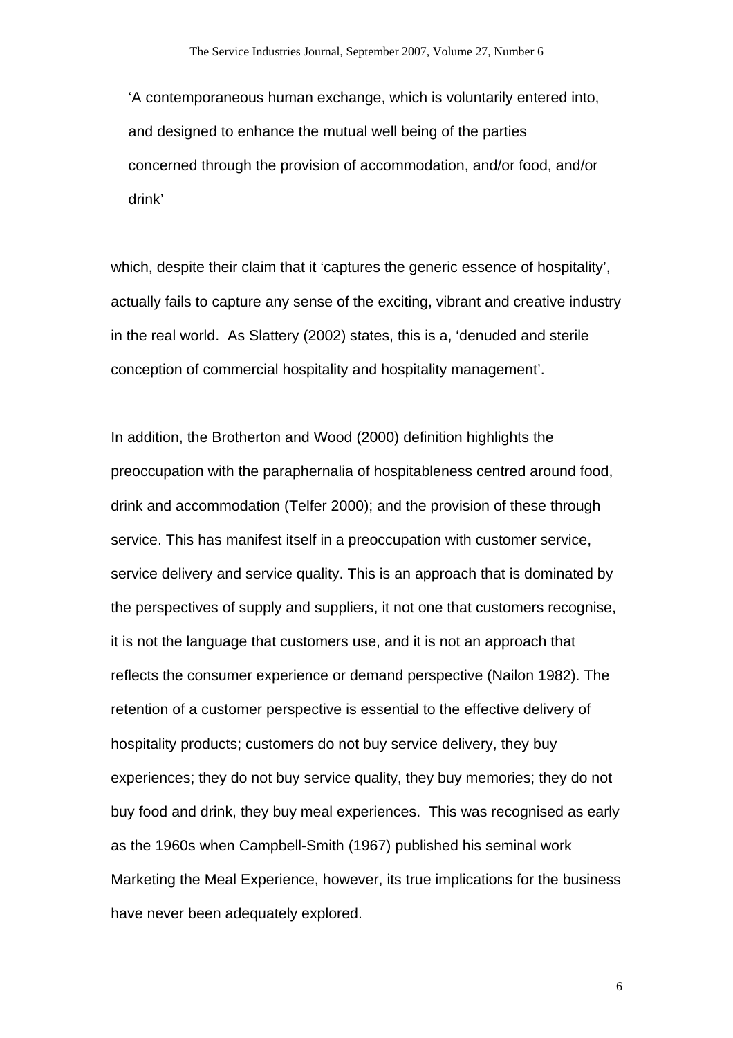> 'A contemporaneous human exchange, which is voluntarily entered into, and designed to enhance the mutual well being of the parties concerned through the provision of accommodation, and/or food, and/or drink'

which, despite their claim that it 'captures the generic essence of hospitality', actually fails to capture any sense of the exciting, vibrant and creative industry in the real world. As Slattery (2002) states, this is a, 'denuded and sterile conception of commercial hospitality and hospitality management'.

In addition, the Brotherton and Wood (2000) definition highlights the preoccupation with the paraphernalia of hospitableness centred around food, drink and accommodation (Telfer 2000); and the provision of these through service. This has manifest itself in a preoccupation with customer service, service delivery and service quality. This is an approach that is dominated by the perspectives of supply and suppliers, it not one that customers recognise, it is not the language that customers use, and it is not an approach that reflects the consumer experience or demand perspective (Nailon 1982). The retention of a customer perspective is essential to the effective delivery of hospitality products; customers do not buy service delivery, they buy experiences; they do not buy service quality, they buy memories; they do not buy food and drink, they buy meal experiences. This was recognised as early as the 1960s when Campbell-Smith (1967) published his seminal work Marketing the Meal Experience, however, its true implications for the business have never been adequately explored.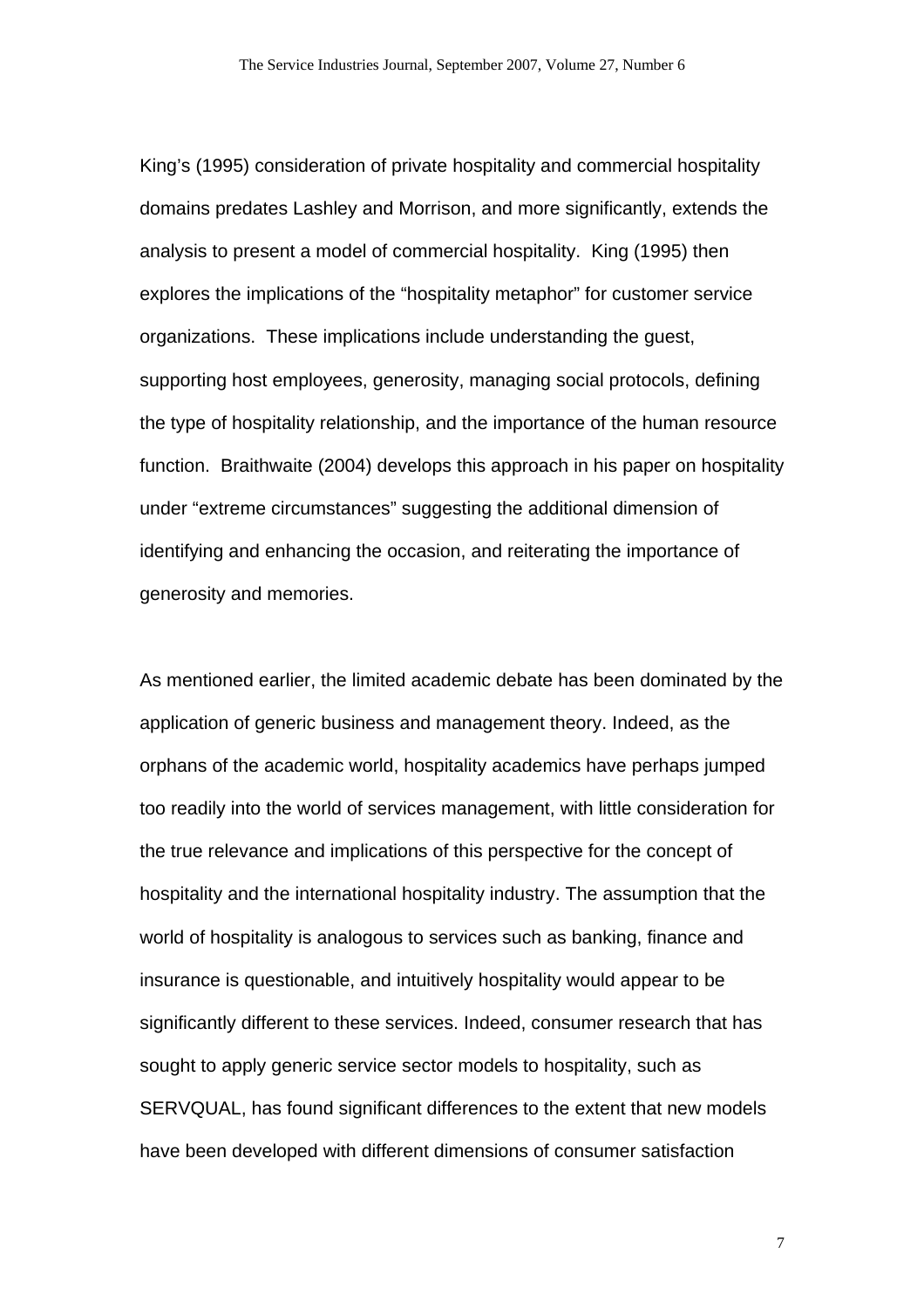King's (1995) consideration of private hospitality and commercial hospitality domains predates Lashley and Morrison, and more significantly, extends the analysis to present a model of commercial hospitality. King (1995) then explores the implications of the "hospitality metaphor" for customer service organizations. These implications include understanding the guest, supporting host employees, generosity, managing social protocols, defining the type of hospitality relationship, and the importance of the human resource function. Braithwaite (2004) develops this approach in his paper on hospitality under "extreme circumstances" suggesting the additional dimension of identifying and enhancing the occasion, and reiterating the importance of generosity and memories.

As mentioned earlier, the limited academic debate has been dominated by the application of generic business and management theory. Indeed, as the orphans of the academic world, hospitality academics have perhaps jumped too readily into the world of services management, with little consideration for the true relevance and implications of this perspective for the concept of hospitality and the international hospitality industry. The assumption that the world of hospitality is analogous to services such as banking, finance and insurance is questionable, and intuitively hospitality would appear to be significantly different to these services. Indeed, consumer research that has sought to apply generic service sector models to hospitality, such as SERVQUAL, has found significant differences to the extent that new models have been developed with different dimensions of consumer satisfaction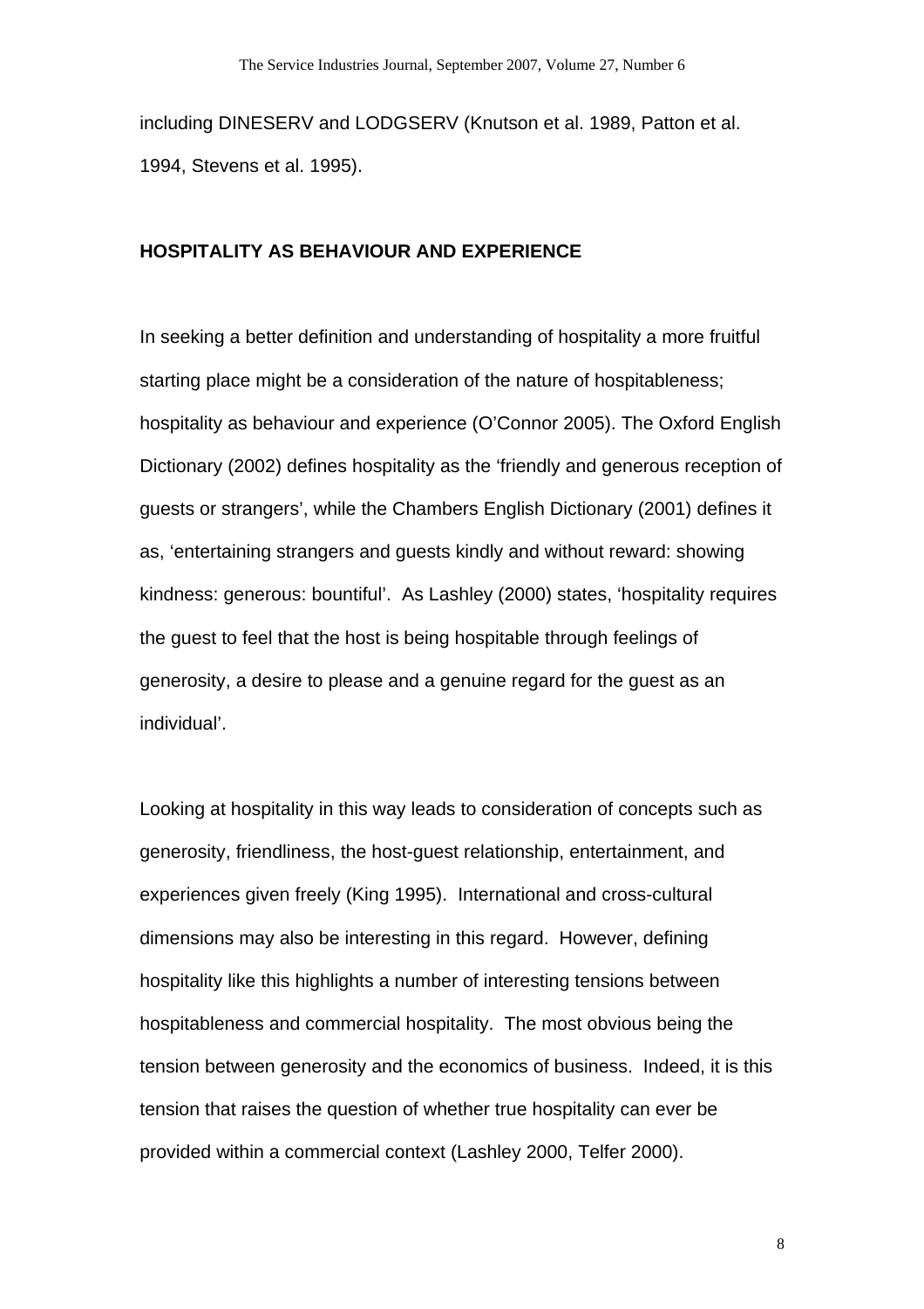including DINESERV and LODGSERV (Knutson et al. 1989, Patton et al. 1994, Stevens et al. 1995).

## HOSPITALITY AS BEHAVIOUR AND EXPERIENCE

In seeking a better definition and understanding of hospitality a more fruitful starting place might be a consideration of the nature of hospitableness; hospitality as behaviour and experience (O'Connor 2005). The Oxford English Dictionary (2002) defines hospitality as the 'friendly and generous reception of guests or strangers', while the Chambers English Dictionary (2001) defines it as, 'entertaining strangers and guests kindly and without reward: showing kindness: generous: bountiful'. As Lashley (2000) states, 'hospitality requires the guest to feel that the host is being hospitable through feelings of generosity, a desire to please and a genuine regard for the guest as an individual'.

Looking at hospitality in this way leads to consideration of concepts such as generosity, friendliness, the host-guest relationship, entertainment, and experiences given freely (King 1995). International and cross-cultural dimensions may also be interesting in this regard. However, defining hospitality like this highlights a number of interesting tensions between hospitableness and commercial hospitality. The most obvious being the tension between generosity and the economics of business. Indeed, it is this tension that raises the question of whether true hospitality can ever be provided within a commercial context (Lashley 2000, Telfer 2000).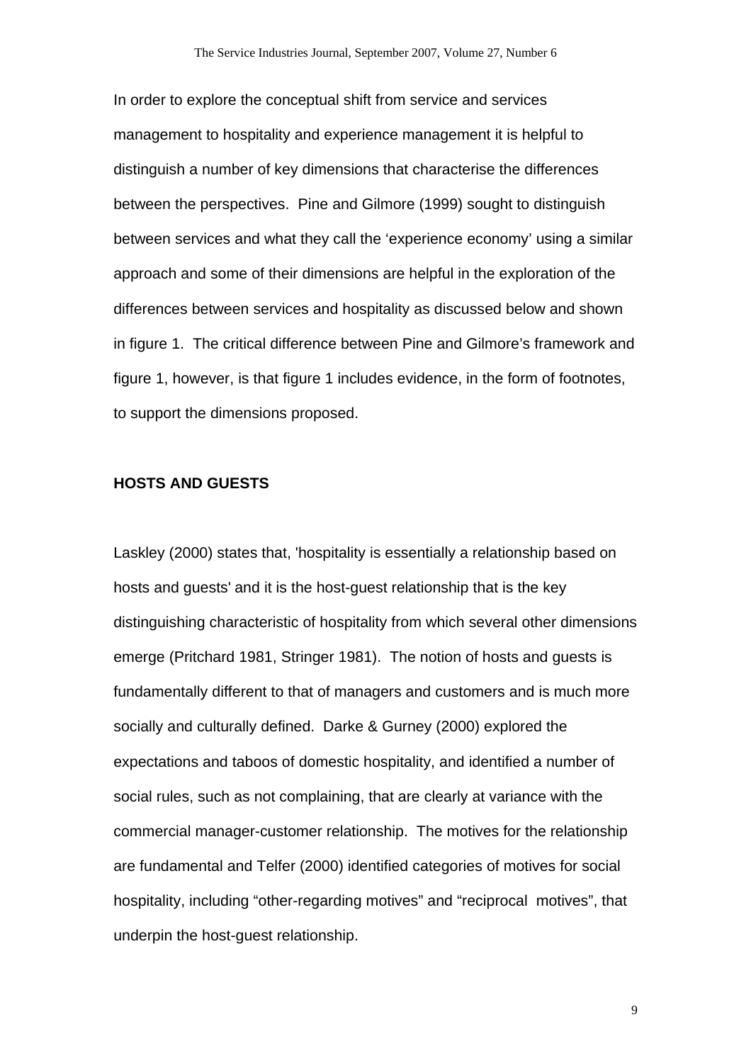In order to explore the conceptual shift from service and services management to hospitality and experience management it is helpful to distinguish a number of key dimensions that characterise the differences between the perspectives. Pine and Gilmore (1999) sought to distinguish between services and what they call the 'experience economy' using a similar approach and some of their dimensions are helpful in the exploration of the differences between services and hospitality as discussed below and shown in figure 1. The critical difference between Pine and Gilmore's framework and figure 1, however, is that figure 1 includes evidence, in the form of footnotes, to support the dimensions proposed.

## HOSTS AND GUESTS

Laskley (2000) states that, 'hospitality is essentially a relationship based on hosts and guests' and it is the host-guest relationship that is the key distinguishing characteristic of hospitality from which several other dimensions emerge (Pritchard 1981, Stringer 1981). The notion of hosts and guests is fundamentally different to that of managers and customers and is much more socially and culturally defined. Darke & Gurney (2000) explored the expectations and taboos of domestic hospitality, and identified a number of social rules, such as not complaining, that are clearly at variance with the commercial manager-customer relationship. The motives for the relationship are fundamental and Telfer (2000) identified categories of motives for social hospitality, including "other-regarding motives" and "reciprocal motives", that underpin the host-guest relationship.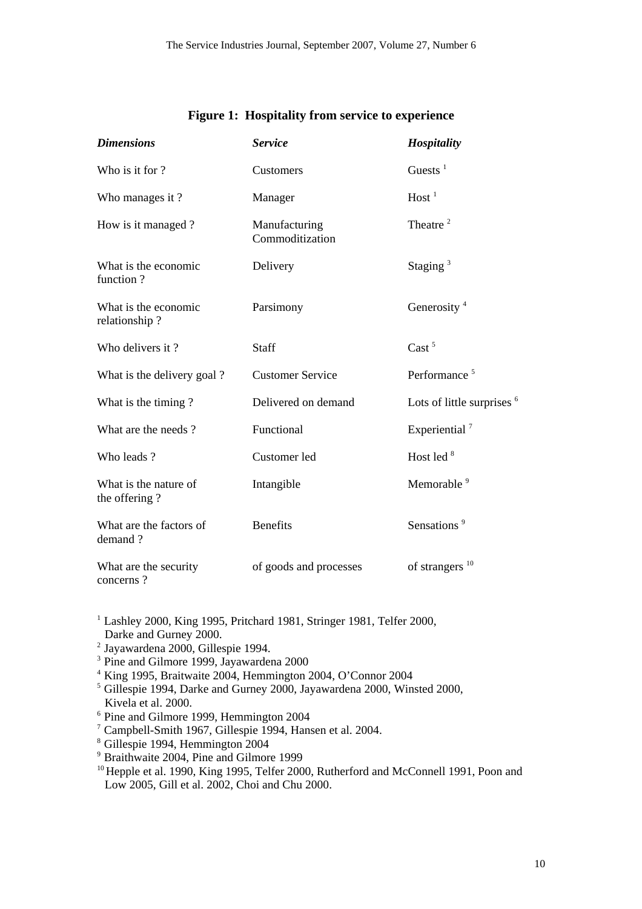**Figure 1: Hospitality from service to experience**

| *Dimensions* | *Service* | *Hospitality* |
|---|---|---|
| Who is it for ? | Customers | Guests [1] |
| Who manages it ? | Manager | Host [1] |
| How is it managed ? | Manufacturing Commoditization | Theatre [2] |
| What is the economic function ? | Delivery | Staging [3] |
| What is the economic relationship ? | Parsimony | Generosity [4] |
| Who delivers it ? | Staff | Cast [5] |
| What is the delivery goal ? | Customer Service | Performance [5] |
| What is the timing ? | Delivered on demand | Lots of little surprises [6] |
| What are the needs ? | Functional | Experiential [7] |
| Who leads ? | Customer led | Host led [8] |
| What is the nature of the offering ? | Intangible | Memorable [9] |
| What are the factors of demand ? | Benefits | Sensations [9] |
| What are the security concerns ? | of goods and processes | of strangers [10] |

[1] Lashley 2000, King 1995, Pritchard 1981, Stringer 1981, Telfer 2000, Darke and Gurney 2000.
[2] Jayawardena 2000, Gillespie 1994.
[3] Pine and Gilmore 1999, Jayawardena 2000
[4] King 1995, Braitwaite 2004, Hemmington 2004, O'Connor 2004
[5] Gillespie 1994, Darke and Gurney 2000, Jayawardena 2000, Winsted 2000, Kivela et al. 2000.
[6] Pine and Gilmore 1999, Hemmington 2004
[7] Campbell-Smith 1967, Gillespie 1994, Hansen et al. 2004.
[8] Gillespie 1994, Hemmington 2004
[9] Braithwaite 2004, Pine and Gilmore 1999
[10] Hepple et al. 1990, King 1995, Telfer 2000, Rutherford and McConnell 1991, Poon and Low 2005, Gill et al. 2002, Choi and Chu 2000.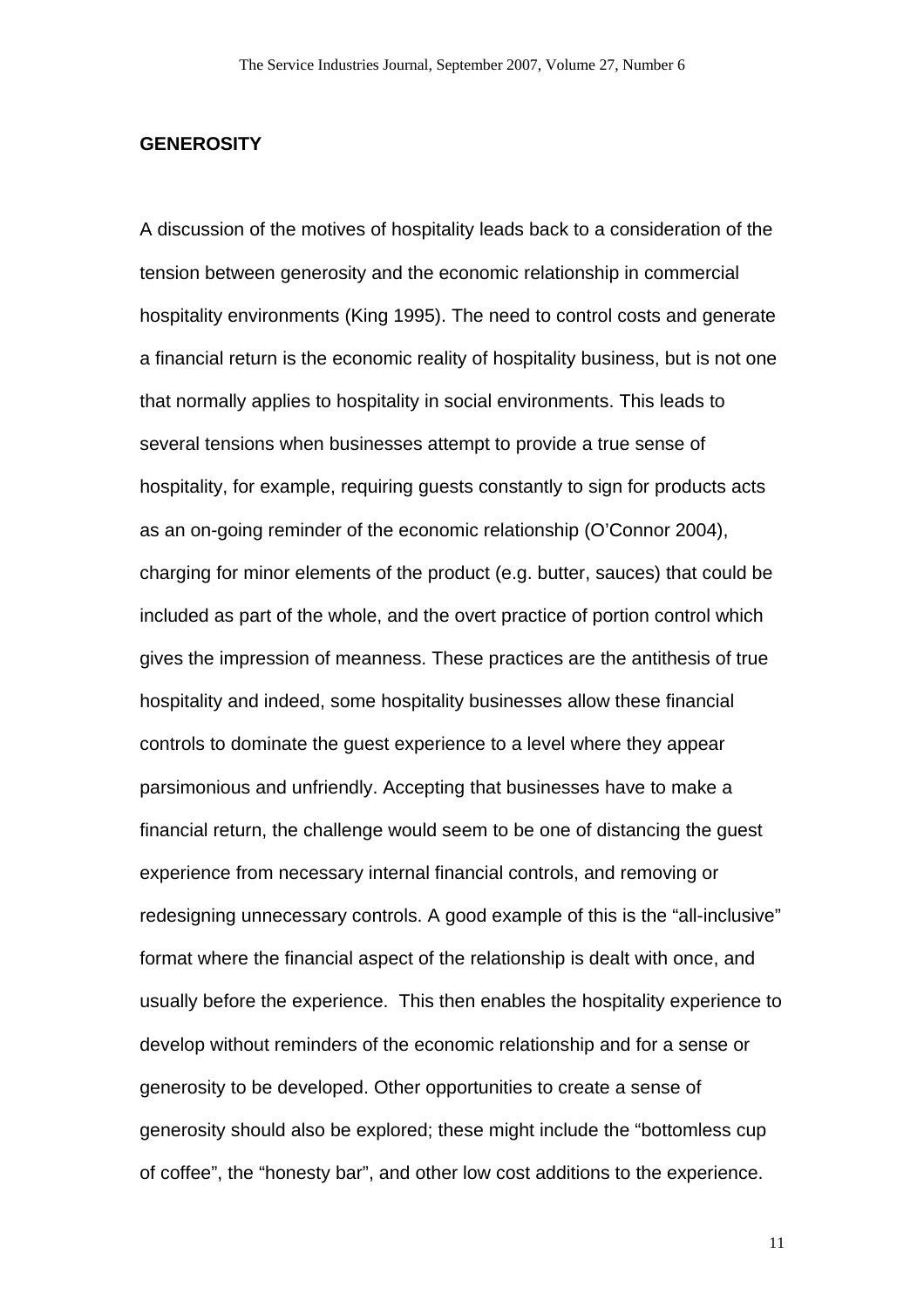## GENEROSITY

A discussion of the motives of hospitality leads back to a consideration of the tension between generosity and the economic relationship in commercial hospitality environments (King 1995). The need to control costs and generate a financial return is the economic reality of hospitality business, but is not one that normally applies to hospitality in social environments. This leads to several tensions when businesses attempt to provide a true sense of hospitality, for example, requiring guests constantly to sign for products acts as an on-going reminder of the economic relationship (O'Connor 2004), charging for minor elements of the product (e.g. butter, sauces) that could be included as part of the whole, and the overt practice of portion control which gives the impression of meanness. These practices are the antithesis of true hospitality and indeed, some hospitality businesses allow these financial controls to dominate the guest experience to a level where they appear parsimonious and unfriendly. Accepting that businesses have to make a financial return, the challenge would seem to be one of distancing the guest experience from necessary internal financial controls, and removing or redesigning unnecessary controls. A good example of this is the "all-inclusive" format where the financial aspect of the relationship is dealt with once, and usually before the experience. This then enables the hospitality experience to develop without reminders of the economic relationship and for a sense or generosity to be developed. Other opportunities to create a sense of generosity should also be explored; these might include the "bottomless cup of coffee", the "honesty bar", and other low cost additions to the experience.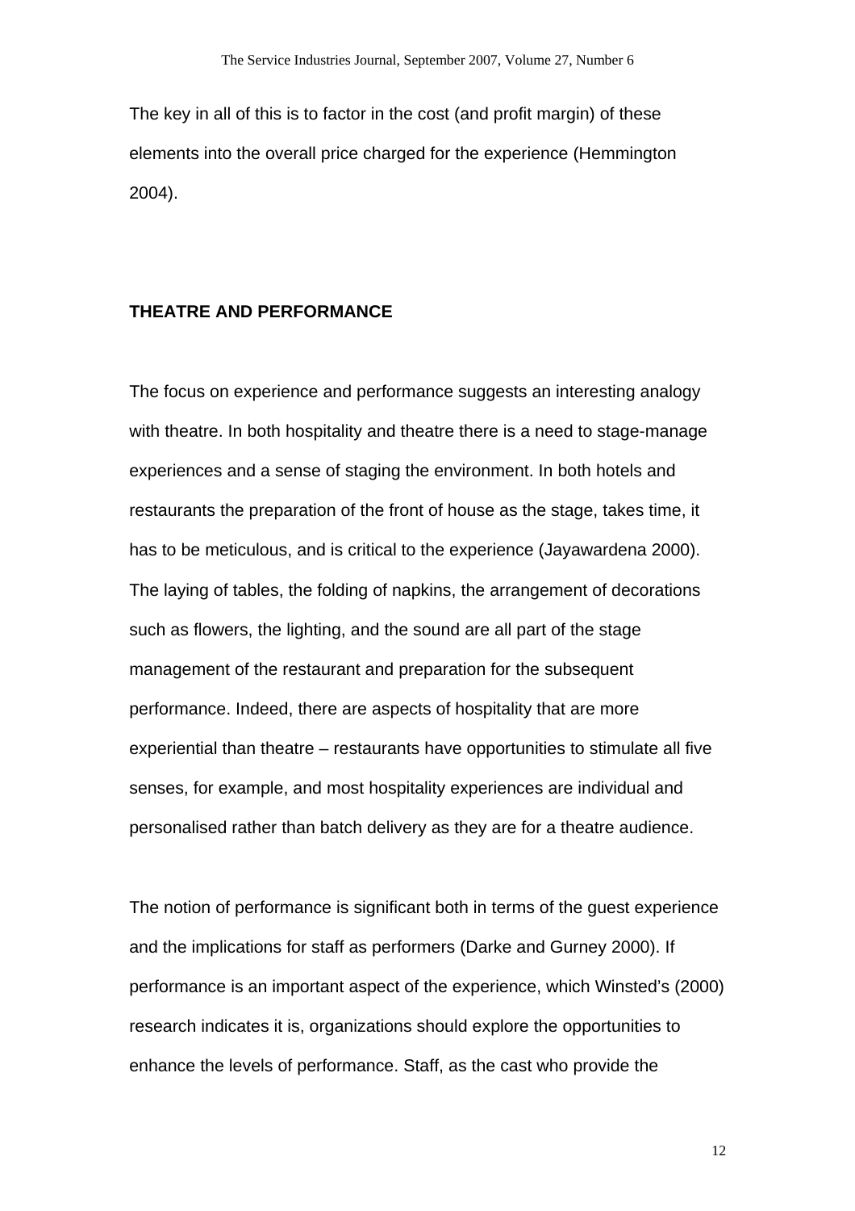The key in all of this is to factor in the cost (and profit margin) of these elements into the overall price charged for the experience (Hemmington 2004).

## THEATRE AND PERFORMANCE

The focus on experience and performance suggests an interesting analogy with theatre. In both hospitality and theatre there is a need to stage-manage experiences and a sense of staging the environment. In both hotels and restaurants the preparation of the front of house as the stage, takes time, it has to be meticulous, and is critical to the experience (Jayawardena 2000). The laying of tables, the folding of napkins, the arrangement of decorations such as flowers, the lighting, and the sound are all part of the stage management of the restaurant and preparation for the subsequent performance. Indeed, there are aspects of hospitality that are more experiential than theatre – restaurants have opportunities to stimulate all five senses, for example, and most hospitality experiences are individual and personalised rather than batch delivery as they are for a theatre audience.

The notion of performance is significant both in terms of the guest experience and the implications for staff as performers (Darke and Gurney 2000). If performance is an important aspect of the experience, which Winsted's (2000) research indicates it is, organizations should explore the opportunities to enhance the levels of performance. Staff, as the cast who provide the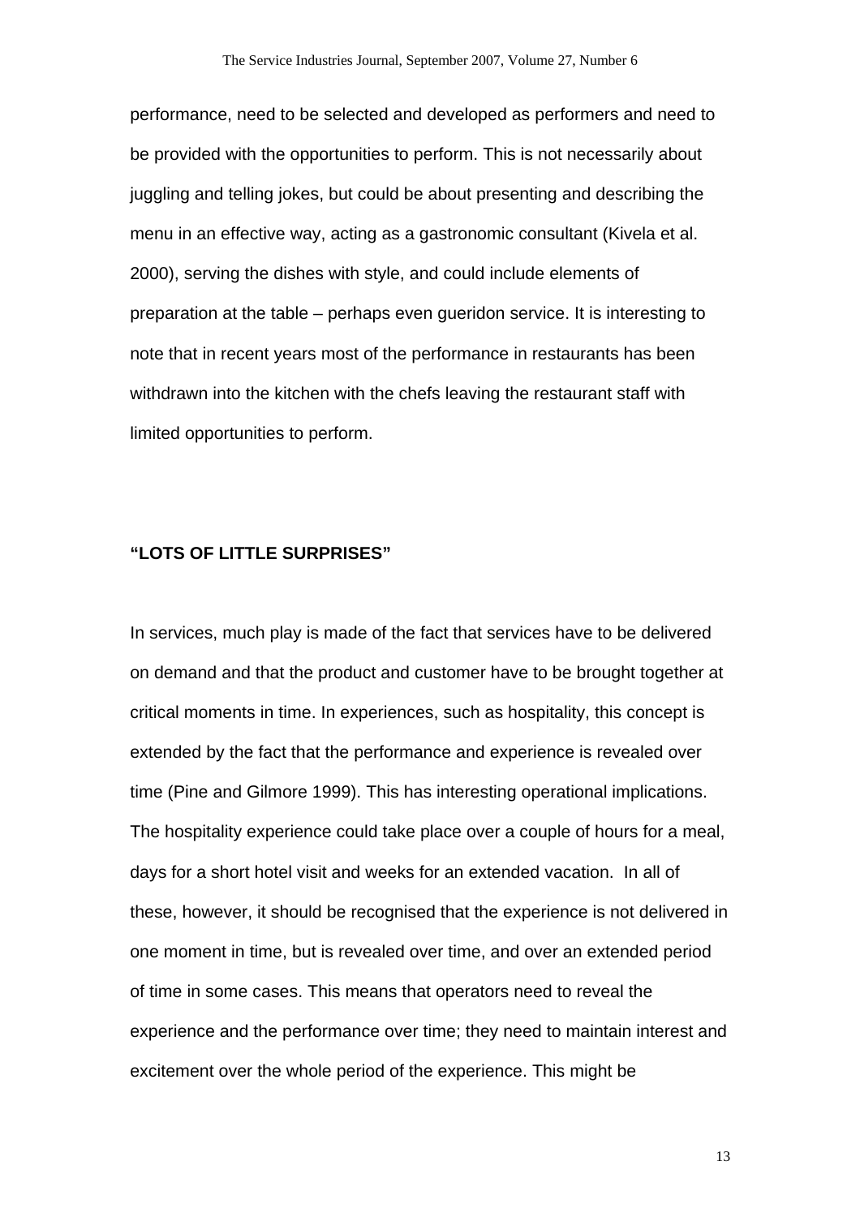performance, need to be selected and developed as performers and need to be provided with the opportunities to perform. This is not necessarily about juggling and telling jokes, but could be about presenting and describing the menu in an effective way, acting as a gastronomic consultant (Kivela et al. 2000), serving the dishes with style, and could include elements of preparation at the table – perhaps even gueridon service. It is interesting to note that in recent years most of the performance in restaurants has been withdrawn into the kitchen with the chefs leaving the restaurant staff with limited opportunities to perform.

**"LOTS OF LITTLE SURPRISES"**

In services, much play is made of the fact that services have to be delivered on demand and that the product and customer have to be brought together at critical moments in time. In experiences, such as hospitality, this concept is extended by the fact that the performance and experience is revealed over time (Pine and Gilmore 1999). This has interesting operational implications. The hospitality experience could take place over a couple of hours for a meal, days for a short hotel visit and weeks for an extended vacation. In all of these, however, it should be recognised that the experience is not delivered in one moment in time, but is revealed over time, and over an extended period of time in some cases. This means that operators need to reveal the experience and the performance over time; they need to maintain interest and excitement over the whole period of the experience. This might be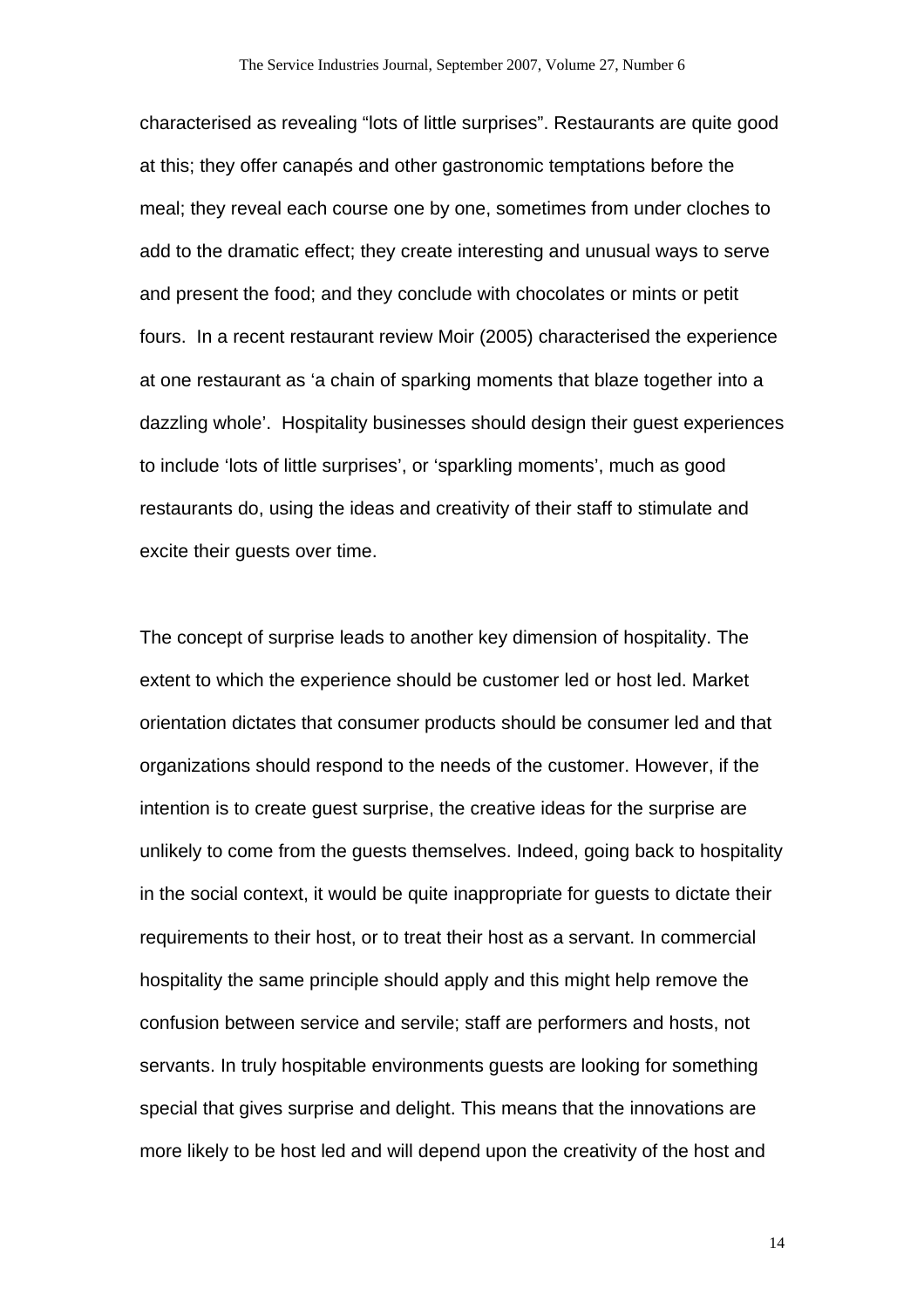characterised as revealing "lots of little surprises". Restaurants are quite good at this; they offer canapés and other gastronomic temptations before the meal; they reveal each course one by one, sometimes from under cloches to add to the dramatic effect; they create interesting and unusual ways to serve and present the food; and they conclude with chocolates or mints or petit fours. In a recent restaurant review Moir (2005) characterised the experience at one restaurant as 'a chain of sparking moments that blaze together into a dazzling whole'. Hospitality businesses should design their guest experiences to include 'lots of little surprises', or 'sparkling moments', much as good restaurants do, using the ideas and creativity of their staff to stimulate and excite their guests over time.

The concept of surprise leads to another key dimension of hospitality. The extent to which the experience should be customer led or host led. Market orientation dictates that consumer products should be consumer led and that organizations should respond to the needs of the customer. However, if the intention is to create guest surprise, the creative ideas for the surprise are unlikely to come from the guests themselves. Indeed, going back to hospitality in the social context, it would be quite inappropriate for guests to dictate their requirements to their host, or to treat their host as a servant. In commercial hospitality the same principle should apply and this might help remove the confusion between service and servile; staff are performers and hosts, not servants. In truly hospitable environments guests are looking for something special that gives surprise and delight. This means that the innovations are more likely to be host led and will depend upon the creativity of the host and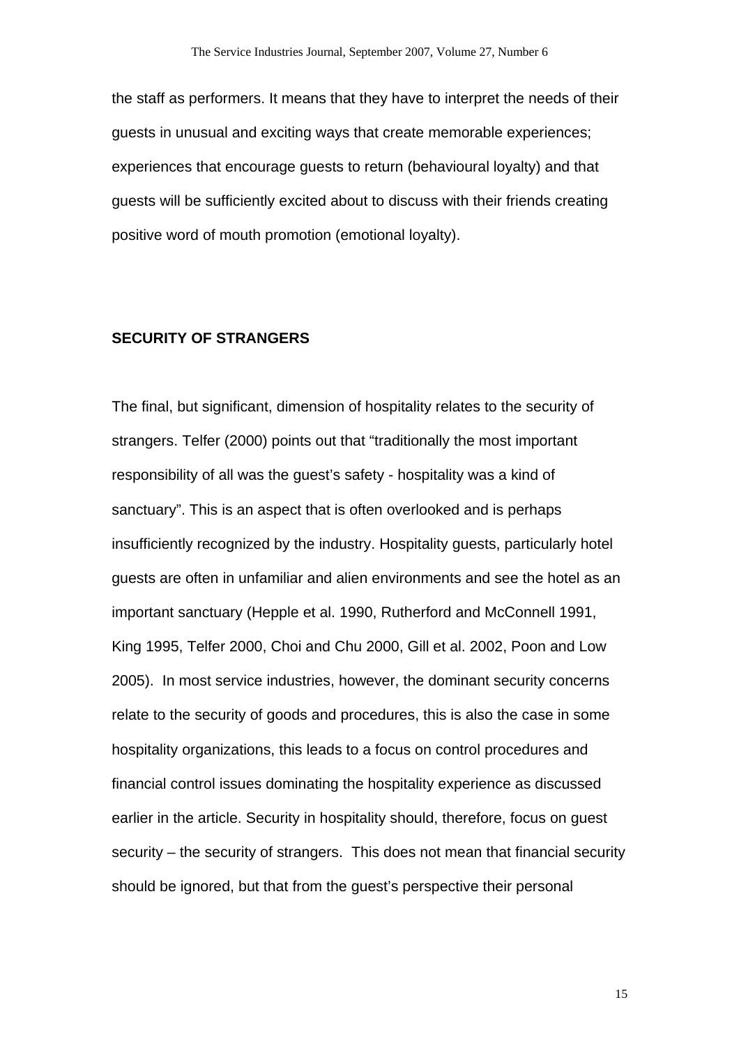the staff as performers. It means that they have to interpret the needs of their guests in unusual and exciting ways that create memorable experiences; experiences that encourage guests to return (behavioural loyalty) and that guests will be sufficiently excited about to discuss with their friends creating positive word of mouth promotion (emotional loyalty).

## SECURITY OF STRANGERS

The final, but significant, dimension of hospitality relates to the security of strangers. Telfer (2000) points out that "traditionally the most important responsibility of all was the guest's safety - hospitality was a kind of sanctuary". This is an aspect that is often overlooked and is perhaps insufficiently recognized by the industry. Hospitality guests, particularly hotel guests are often in unfamiliar and alien environments and see the hotel as an important sanctuary (Hepple et al. 1990, Rutherford and McConnell 1991, King 1995, Telfer 2000, Choi and Chu 2000, Gill et al. 2002, Poon and Low 2005). In most service industries, however, the dominant security concerns relate to the security of goods and procedures, this is also the case in some hospitality organizations, this leads to a focus on control procedures and financial control issues dominating the hospitality experience as discussed earlier in the article. Security in hospitality should, therefore, focus on guest security – the security of strangers. This does not mean that financial security should be ignored, but that from the guest's perspective their personal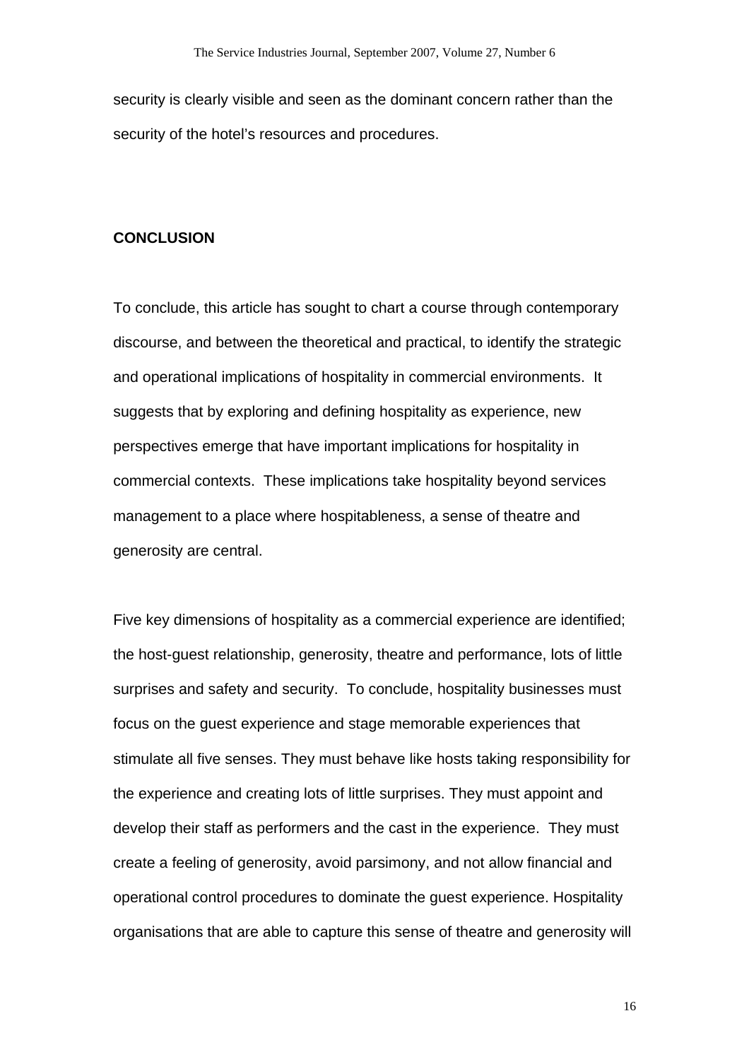security is clearly visible and seen as the dominant concern rather than the security of the hotel's resources and procedures.

## CONCLUSION

To conclude, this article has sought to chart a course through contemporary discourse, and between the theoretical and practical, to identify the strategic and operational implications of hospitality in commercial environments. It suggests that by exploring and defining hospitality as experience, new perspectives emerge that have important implications for hospitality in commercial contexts. These implications take hospitality beyond services management to a place where hospitableness, a sense of theatre and generosity are central.

Five key dimensions of hospitality as a commercial experience are identified; the host-guest relationship, generosity, theatre and performance, lots of little surprises and safety and security. To conclude, hospitality businesses must focus on the guest experience and stage memorable experiences that stimulate all five senses. They must behave like hosts taking responsibility for the experience and creating lots of little surprises. They must appoint and develop their staff as performers and the cast in the experience. They must create a feeling of generosity, avoid parsimony, and not allow financial and operational control procedures to dominate the guest experience. Hospitality organisations that are able to capture this sense of theatre and generosity will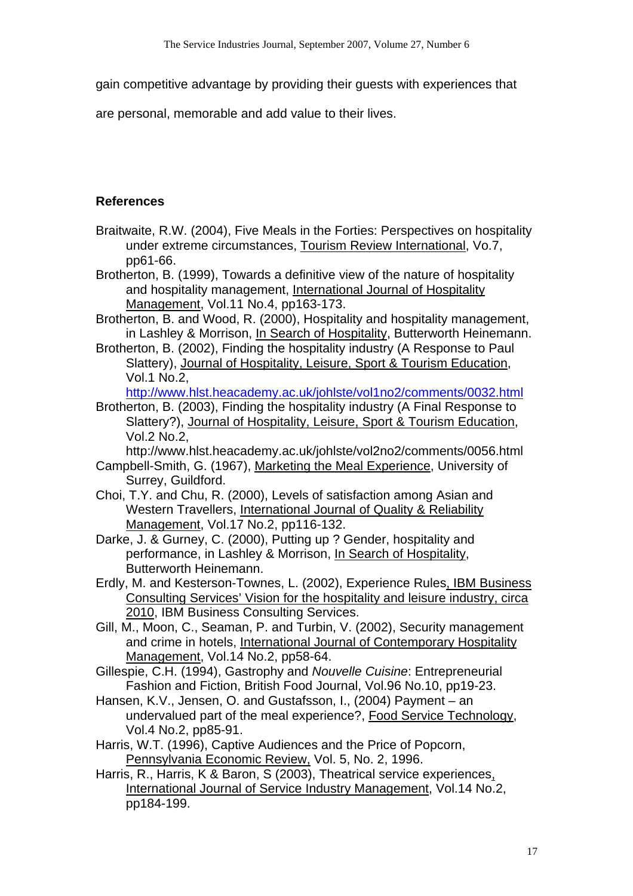gain competitive advantage by providing their guests with experiences that are personal, memorable and add value to their lives.

## References

Braitwaite, R.W. (2004), Five Meals in the Forties: Perspectives on hospitality under extreme circumstances, Tourism Review International, Vo.7, pp61-66.

Brotherton, B. (1999), Towards a definitive view of the nature of hospitality and hospitality management, International Journal of Hospitality Management, Vol.11 No.4, pp163-173.

Brotherton, B. and Wood, R. (2000), Hospitality and hospitality management, in Lashley & Morrison, In Search of Hospitality, Butterworth Heinemann.

Brotherton, B. (2002), Finding the hospitality industry (A Response to Paul Slattery), Journal of Hospitality, Leisure, Sport & Tourism Education, Vol.1 No.2, http://www.hlst.heacademy.ac.uk/johlste/vol1no2/comments/0032.html

Brotherton, B. (2003), Finding the hospitality industry (A Final Response to Slattery?), Journal of Hospitality, Leisure, Sport & Tourism Education, Vol.2 No.2, http://www.hlst.heacademy.ac.uk/johlste/vol2no2/comments/0056.html

Campbell-Smith, G. (1967), Marketing the Meal Experience, University of Surrey, Guildford.

Choi, T.Y. and Chu, R. (2000), Levels of satisfaction among Asian and Western Travellers, International Journal of Quality & Reliability Management, Vol.17 No.2, pp116-132.

Darke, J. & Gurney, C. (2000), Putting up ? Gender, hospitality and performance, in Lashley & Morrison, In Search of Hospitality, Butterworth Heinemann.

Erdly, M. and Kesterson-Townes, L. (2002), Experience Rules, IBM Business Consulting Services' Vision for the hospitality and leisure industry, circa 2010, IBM Business Consulting Services.

Gill, M., Moon, C., Seaman, P. and Turbin, V. (2002), Security management and crime in hotels, International Journal of Contemporary Hospitality Management, Vol.14 No.2, pp58-64.

Gillespie, C.H. (1994), Gastrophy and *Nouvelle Cuisine*: Entrepreneurial Fashion and Fiction, British Food Journal, Vol.96 No.10, pp19-23.

Hansen, K.V., Jensen, O. and Gustafsson, I., (2004) Payment – an undervalued part of the meal experience?, Food Service Technology, Vol.4 No.2, pp85-91.

Harris, W.T. (1996), Captive Audiences and the Price of Popcorn, Pennsylvania Economic Review, Vol. 5, No. 2, 1996.

Harris, R., Harris, K & Baron, S (2003), Theatrical service experiences, International Journal of Service Industry Management, Vol.14 No.2, pp184-199.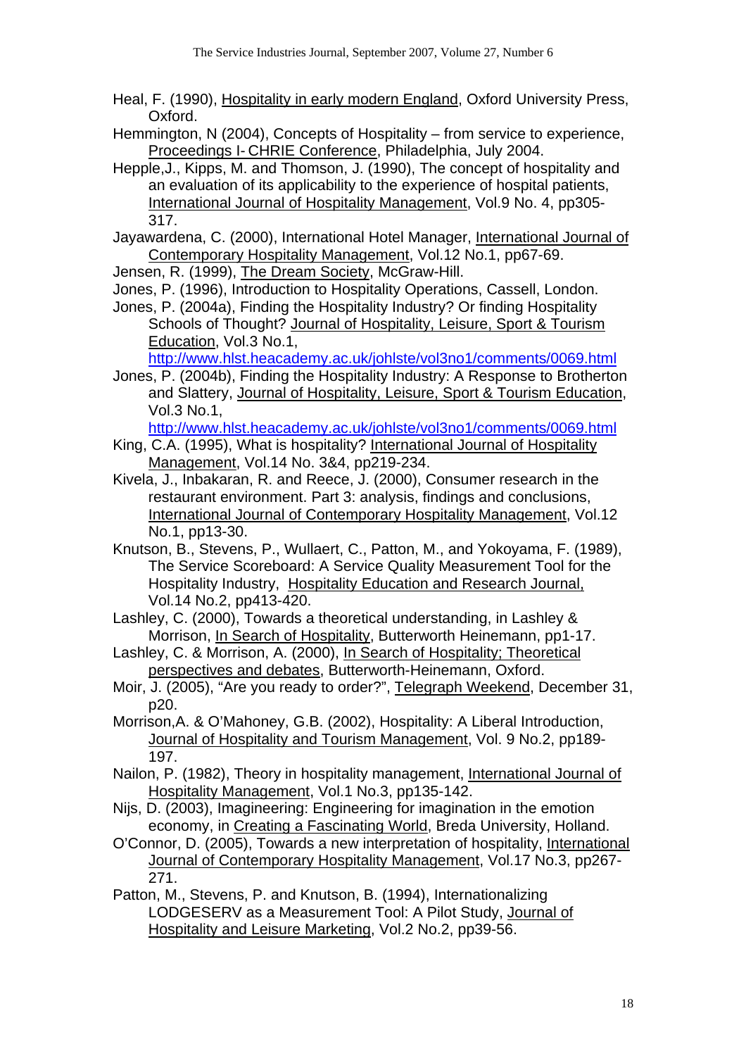Heal, F. (1990), Hospitality in early modern England, Oxford University Press, Oxford.

Hemmington, N (2004), Concepts of Hospitality – from service to experience, Proceedings I-CHRIE Conference, Philadelphia, July 2004.

Hepple,J., Kipps, M. and Thomson, J. (1990), The concept of hospitality and an evaluation of its applicability to the experience of hospital patients, International Journal of Hospitality Management, Vol.9 No. 4, pp305-317.

Jayawardena, C. (2000), International Hotel Manager, International Journal of Contemporary Hospitality Management, Vol.12 No.1, pp67-69.

Jensen, R. (1999), The Dream Society, McGraw-Hill.

Jones, P. (1996), Introduction to Hospitality Operations, Cassell, London.

Jones, P. (2004a), Finding the Hospitality Industry? Or finding Hospitality Schools of Thought? Journal of Hospitality, Leisure, Sport & Tourism Education, Vol.3 No.1, http://www.hlst.heacademy.ac.uk/johlste/vol3no1/comments/0069.html

Jones, P. (2004b), Finding the Hospitality Industry: A Response to Brotherton and Slattery, Journal of Hospitality, Leisure, Sport & Tourism Education, Vol.3 No.1, http://www.hlst.heacademy.ac.uk/johlste/vol3no1/comments/0069.html

King, C.A. (1995), What is hospitality? International Journal of Hospitality Management, Vol.14 No. 3&4, pp219-234.

Kivela, J., Inbakaran, R. and Reece, J. (2000), Consumer research in the restaurant environment. Part 3: analysis, findings and conclusions, International Journal of Contemporary Hospitality Management, Vol.12 No.1, pp13-30.

Knutson, B., Stevens, P., Wullaert, C., Patton, M., and Yokoyama, F. (1989), The Service Scoreboard: A Service Quality Measurement Tool for the Hospitality Industry, Hospitality Education and Research Journal, Vol.14 No.2, pp413-420.

Lashley, C. (2000), Towards a theoretical understanding, in Lashley & Morrison, In Search of Hospitality, Butterworth Heinemann, pp1-17.

Lashley, C. & Morrison, A. (2000), In Search of Hospitality; Theoretical perspectives and debates, Butterworth-Heinemann, Oxford.

Moir, J. (2005), "Are you ready to order?", Telegraph Weekend, December 31, p20.

Morrison,A. & O'Mahoney, G.B. (2002), Hospitality: A Liberal Introduction, Journal of Hospitality and Tourism Management, Vol. 9 No.2, pp189-197.

Nailon, P. (1982), Theory in hospitality management, International Journal of Hospitality Management, Vol.1 No.3, pp135-142.

Nijs, D. (2003), Imagineering: Engineering for imagination in the emotion economy, in Creating a Fascinating World, Breda University, Holland.

O'Connor, D. (2005), Towards a new interpretation of hospitality, International Journal of Contemporary Hospitality Management, Vol.17 No.3, pp267-271.

Patton, M., Stevens, P. and Knutson, B. (1994), Internationalizing LODGESERV as a Measurement Tool: A Pilot Study, Journal of Hospitality and Leisure Marketing, Vol.2 No.2, pp39-56.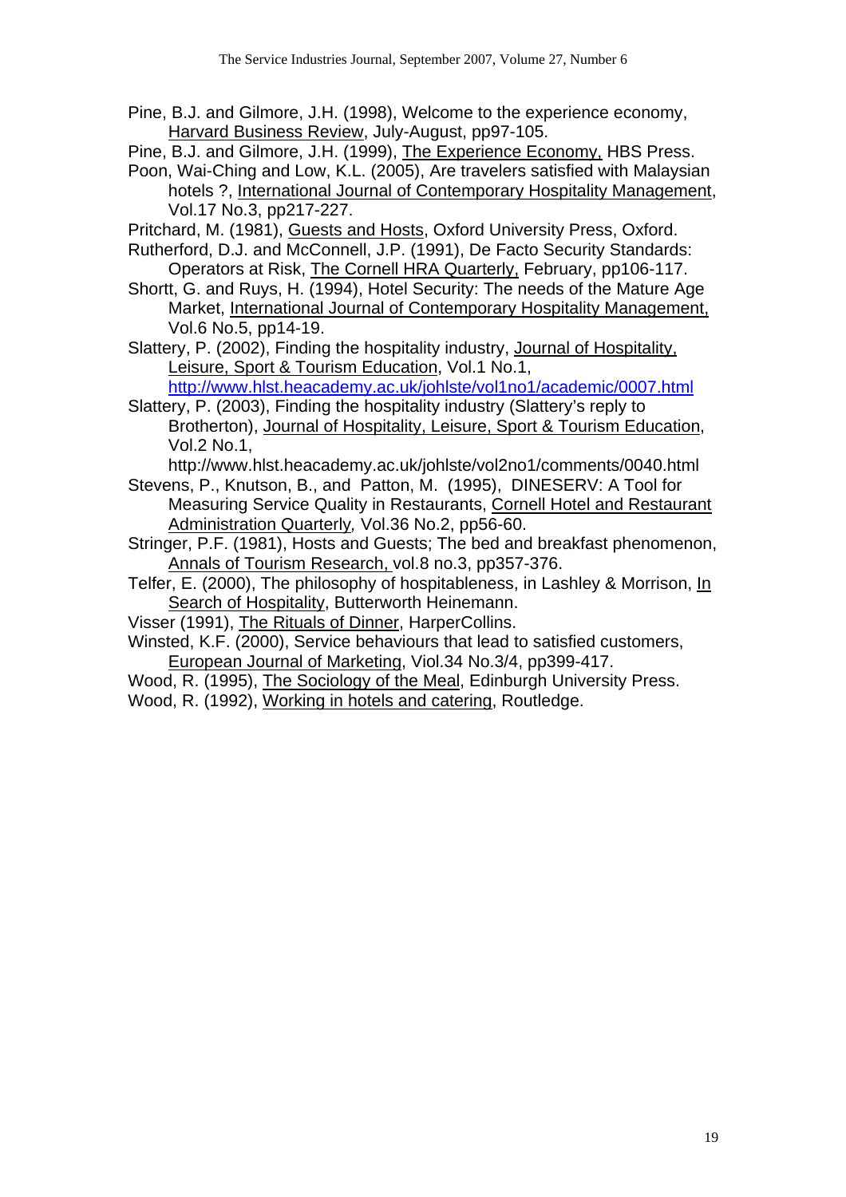Pine, B.J. and Gilmore, J.H. (1998), Welcome to the experience economy, Harvard Business Review, July-August, pp97-105.

Pine, B.J. and Gilmore, J.H. (1999), The Experience Economy, HBS Press.

Poon, Wai-Ching and Low, K.L. (2005), Are travelers satisfied with Malaysian hotels ?, International Journal of Contemporary Hospitality Management, Vol.17 No.3, pp217-227.

Pritchard, M. (1981), Guests and Hosts, Oxford University Press, Oxford.

Rutherford, D.J. and McConnell, J.P. (1991), De Facto Security Standards: Operators at Risk, The Cornell HRA Quarterly, February, pp106-117.

Shortt, G. and Ruys, H. (1994), Hotel Security: The needs of the Mature Age Market, International Journal of Contemporary Hospitality Management, Vol.6 No.5, pp14-19.

Slattery, P. (2002), Finding the hospitality industry, Journal of Hospitality, Leisure, Sport & Tourism Education, Vol.1 No.1, http://www.hlst.heacademy.ac.uk/johlste/vol1no1/academic/0007.html

Slattery, P. (2003), Finding the hospitality industry (Slattery's reply to Brotherton), Journal of Hospitality, Leisure, Sport & Tourism Education, Vol.2 No.1, http://www.hlst.heacademy.ac.uk/johlste/vol2no1/comments/0040.html

Stevens, P., Knutson, B., and Patton, M. (1995), DINESERV: A Tool for Measuring Service Quality in Restaurants, Cornell Hotel and Restaurant Administration Quarterly, Vol.36 No.2, pp56-60.

Stringer, P.F. (1981), Hosts and Guests; The bed and breakfast phenomenon, Annals of Tourism Research, vol.8 no.3, pp357-376.

Telfer, E. (2000), The philosophy of hospitableness, in Lashley & Morrison, In Search of Hospitality, Butterworth Heinemann.

Visser (1991), The Rituals of Dinner, HarperCollins.

Winsted, K.F. (2000), Service behaviours that lead to satisfied customers, European Journal of Marketing, Viol.34 No.3/4, pp399-417.

Wood, R. (1995), The Sociology of the Meal, Edinburgh University Press.

Wood, R. (1992), Working in hotels and catering, Routledge.